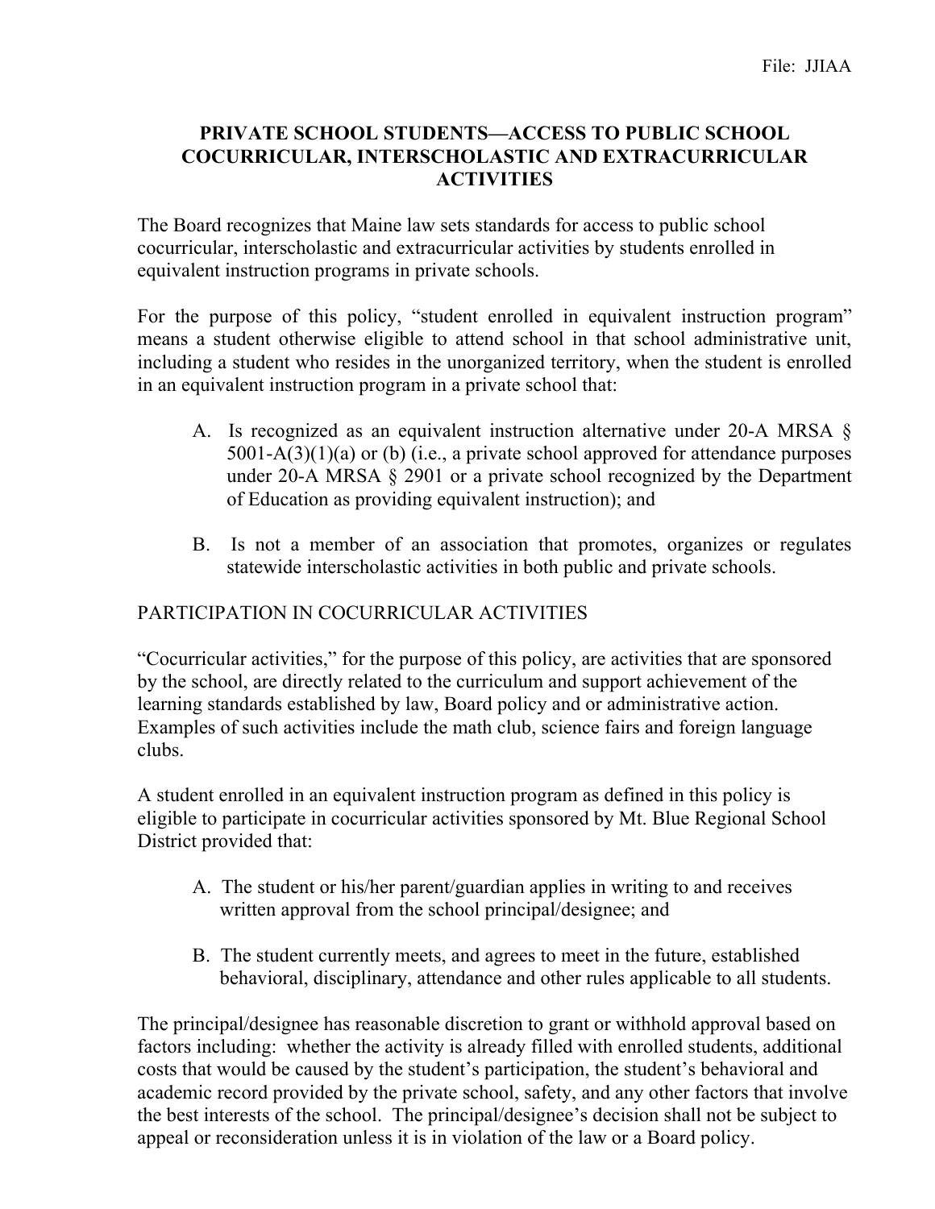File: JJIAA

# PRIVATE SCHOOL STUDENTS—ACCESS TO PUBLIC SCHOOL COCURRICULAR, INTERSCHOLASTIC AND EXTRACURRICULAR ACTIVITIES

The Board recognizes that Maine law sets standards for access to public school cocurricular, interscholastic and extracurricular activities by students enrolled in equivalent instruction programs in private schools.

For the purpose of this policy, "student enrolled in equivalent instruction program" means a student otherwise eligible to attend school in that school administrative unit, including a student who resides in the unorganized territory, when the student is enrolled in an equivalent instruction program in a private school that:

A. Is recognized as an equivalent instruction alternative under 20-A MRSA § 5001-A(3)(1)(a) or (b) (i.e., a private school approved for attendance purposes under 20-A MRSA § 2901 or a private school recognized by the Department of Education as providing equivalent instruction); and

B. Is not a member of an association that promotes, organizes or regulates statewide interscholastic activities in both public and private schools.

## PARTICIPATION IN COCURRICULAR ACTIVITIES

"Cocurricular activities," for the purpose of this policy, are activities that are sponsored by the school, are directly related to the curriculum and support achievement of the learning standards established by law, Board policy and or administrative action. Examples of such activities include the math club, science fairs and foreign language clubs.

A student enrolled in an equivalent instruction program as defined in this policy is eligible to participate in cocurricular activities sponsored by Mt. Blue Regional School District provided that:

A. The student or his/her parent/guardian applies in writing to and receives written approval from the school principal/designee; and

B. The student currently meets, and agrees to meet in the future, established behavioral, disciplinary, attendance and other rules applicable to all students.

The principal/designee has reasonable discretion to grant or withhold approval based on factors including: whether the activity is already filled with enrolled students, additional costs that would be caused by the student's participation, the student's behavioral and academic record provided by the private school, safety, and any other factors that involve the best interests of the school. The principal/designee's decision shall not be subject to appeal or reconsideration unless it is in violation of the law or a Board policy.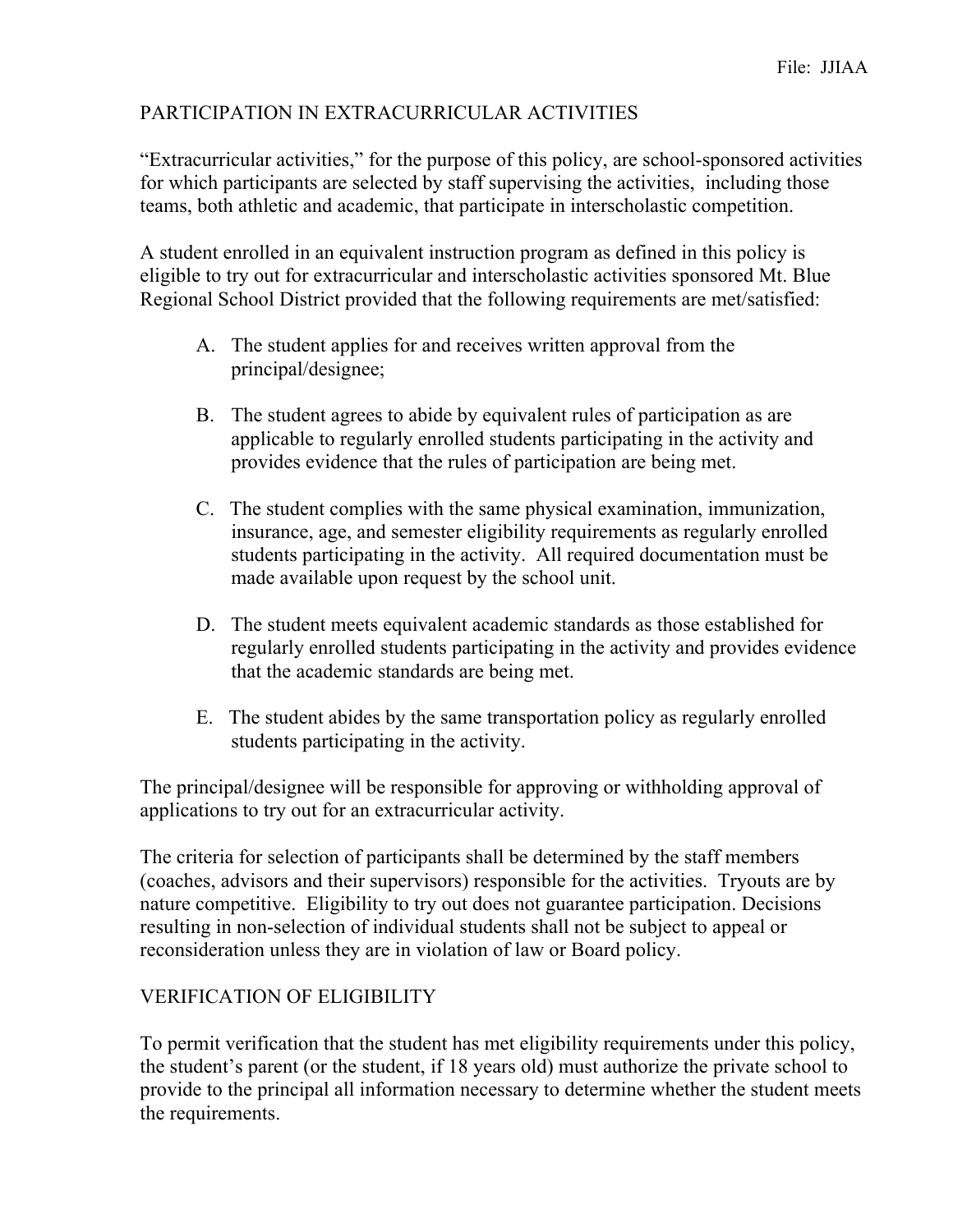## PARTICIPATION IN EXTRACURRICULAR ACTIVITIES

"Extracurricular activities," for the purpose of this policy, are school-sponsored activities for which participants are selected by staff supervising the activities, including those teams, both athletic and academic, that participate in interscholastic competition.

A student enrolled in an equivalent instruction program as defined in this policy is eligible to try out for extracurricular and interscholastic activities sponsored Mt. Blue Regional School District provided that the following requirements are met/satisfied:

A. The student applies for and receives written approval from the principal/designee;

B. The student agrees to abide by equivalent rules of participation as are applicable to regularly enrolled students participating in the activity and provides evidence that the rules of participation are being met.

C. The student complies with the same physical examination, immunization, insurance, age, and semester eligibility requirements as regularly enrolled students participating in the activity. All required documentation must be made available upon request by the school unit.

D. The student meets equivalent academic standards as those established for regularly enrolled students participating in the activity and provides evidence that the academic standards are being met.

E. The student abides by the same transportation policy as regularly enrolled students participating in the activity.

The principal/designee will be responsible for approving or withholding approval of applications to try out for an extracurricular activity.

The criteria for selection of participants shall be determined by the staff members (coaches, advisors and their supervisors) responsible for the activities. Tryouts are by nature competitive. Eligibility to try out does not guarantee participation. Decisions resulting in non-selection of individual students shall not be subject to appeal or reconsideration unless they are in violation of law or Board policy.

## VERIFICATION OF ELIGIBILITY

To permit verification that the student has met eligibility requirements under this policy, the student's parent (or the student, if 18 years old) must authorize the private school to provide to the principal all information necessary to determine whether the student meets the requirements.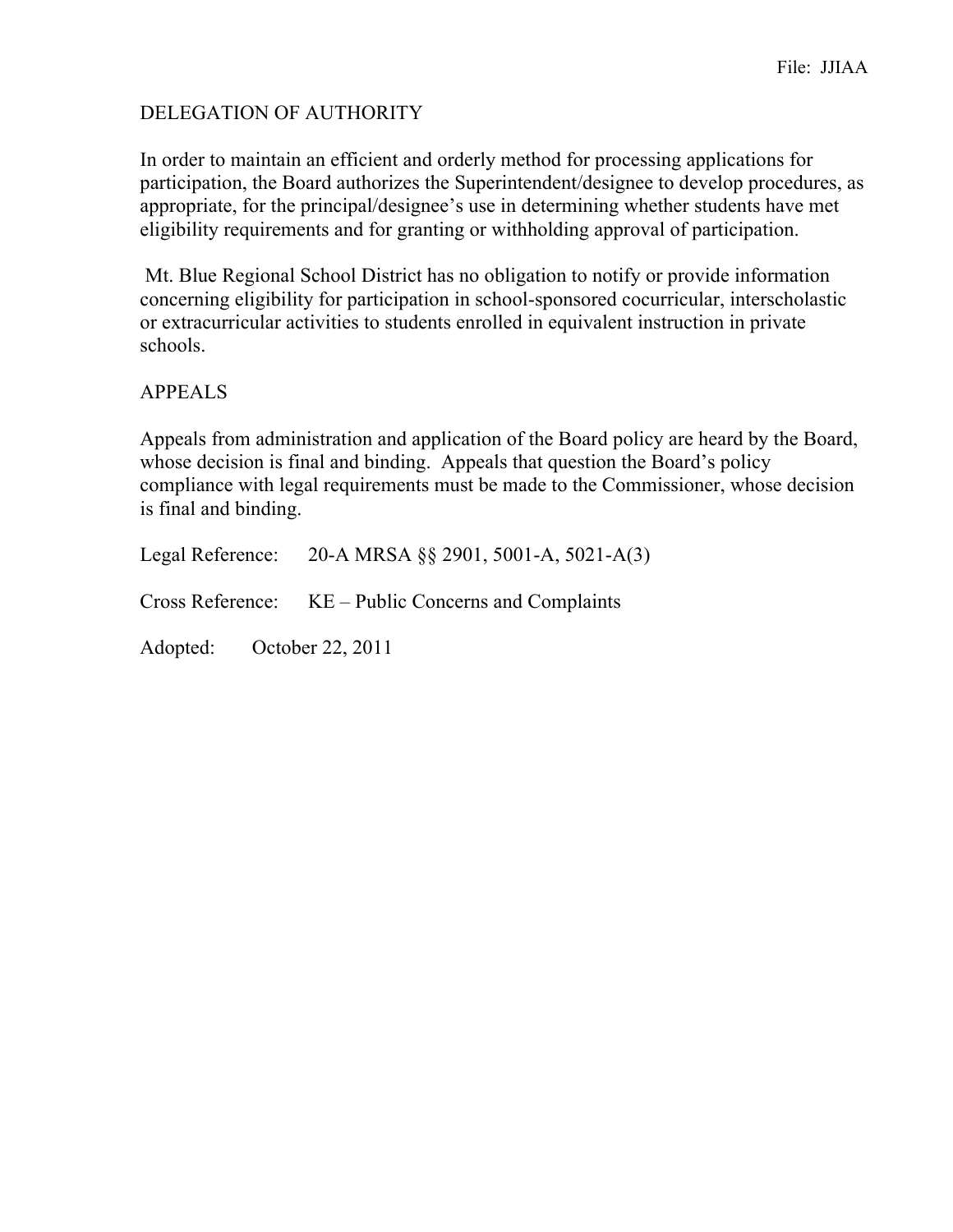## DELEGATION OF AUTHORITY

In order to maintain an efficient and orderly method for processing applications for participation, the Board authorizes the Superintendent/designee to develop procedures, as appropriate, for the principal/designee's use in determining whether students have met eligibility requirements and for granting or withholding approval of participation.

Mt. Blue Regional School District has no obligation to notify or provide information concerning eligibility for participation in school-sponsored cocurricular, interscholastic or extracurricular activities to students enrolled in equivalent instruction in private schools.

## APPEALS

Appeals from administration and application of the Board policy are heard by the Board, whose decision is final and binding. Appeals that question the Board's policy compliance with legal requirements must be made to the Commissioner, whose decision is final and binding.

Legal Reference: 20-A MRSA §§ 2901, 5001-A, 5021-A(3)

Cross Reference: KE – Public Concerns and Complaints

Adopted: October 22, 2011